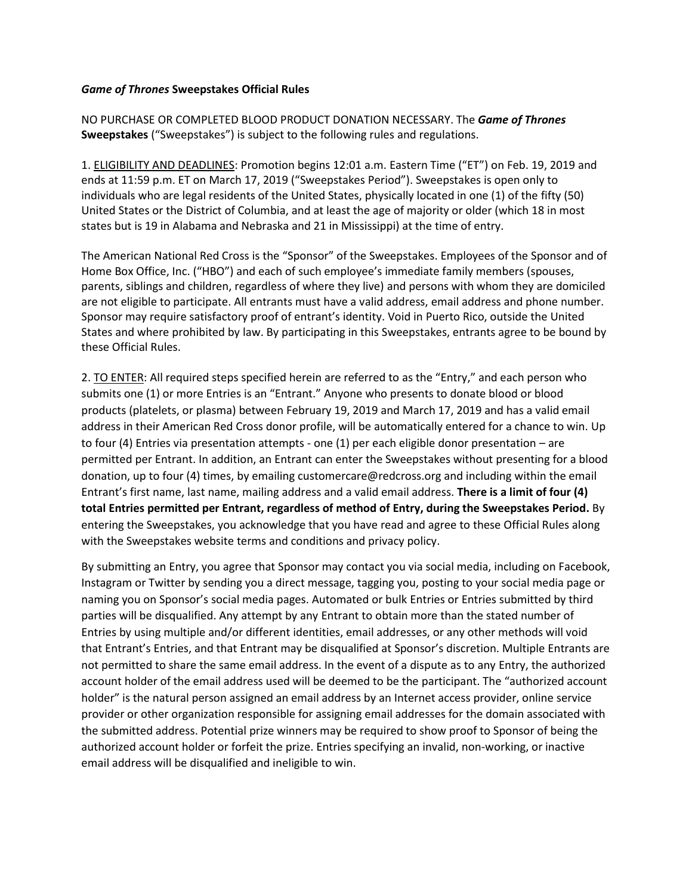***Game of Thrones* Sweepstakes Official Rules**

NO PURCHASE OR COMPLETED BLOOD PRODUCT DONATION NECESSARY. The ***Game of Thrones* Sweepstakes** ("Sweepstakes") is subject to the following rules and regulations.

1. ELIGIBILITY AND DEADLINES: Promotion begins 12:01 a.m. Eastern Time ("ET") on Feb. 19, 2019 and ends at 11:59 p.m. ET on March 17, 2019 ("Sweepstakes Period"). Sweepstakes is open only to individuals who are legal residents of the United States, physically located in one (1) of the fifty (50) United States or the District of Columbia, and at least the age of majority or older (which 18 in most states but is 19 in Alabama and Nebraska and 21 in Mississippi) at the time of entry.

The American National Red Cross is the "Sponsor" of the Sweepstakes. Employees of the Sponsor and of Home Box Office, Inc. ("HBO") and each of such employee's immediate family members (spouses, parents, siblings and children, regardless of where they live) and persons with whom they are domiciled are not eligible to participate. All entrants must have a valid address, email address and phone number. Sponsor may require satisfactory proof of entrant's identity. Void in Puerto Rico, outside the United States and where prohibited by law. By participating in this Sweepstakes, entrants agree to be bound by these Official Rules.

2. TO ENTER: All required steps specified herein are referred to as the "Entry," and each person who submits one (1) or more Entries is an "Entrant." Anyone who presents to donate blood or blood products (platelets, or plasma) between February 19, 2019 and March 17, 2019 and has a valid email address in their American Red Cross donor profile, will be automatically entered for a chance to win. Up to four (4) Entries via presentation attempts - one (1) per each eligible donor presentation – are permitted per Entrant. In addition, an Entrant can enter the Sweepstakes without presenting for a blood donation, up to four (4) times, by emailing customercare@redcross.org and including within the email Entrant's first name, last name, mailing address and a valid email address. **There is a limit of four (4) total Entries permitted per Entrant, regardless of method of Entry, during the Sweepstakes Period.** By entering the Sweepstakes, you acknowledge that you have read and agree to these Official Rules along with the Sweepstakes website terms and conditions and privacy policy.

By submitting an Entry, you agree that Sponsor may contact you via social media, including on Facebook, Instagram or Twitter by sending you a direct message, tagging you, posting to your social media page or naming you on Sponsor's social media pages. Automated or bulk Entries or Entries submitted by third parties will be disqualified. Any attempt by any Entrant to obtain more than the stated number of Entries by using multiple and/or different identities, email addresses, or any other methods will void that Entrant's Entries, and that Entrant may be disqualified at Sponsor's discretion. Multiple Entrants are not permitted to share the same email address. In the event of a dispute as to any Entry, the authorized account holder of the email address used will be deemed to be the participant. The "authorized account holder" is the natural person assigned an email address by an Internet access provider, online service provider or other organization responsible for assigning email addresses for the domain associated with the submitted address. Potential prize winners may be required to show proof to Sponsor of being the authorized account holder or forfeit the prize. Entries specifying an invalid, non-working, or inactive email address will be disqualified and ineligible to win.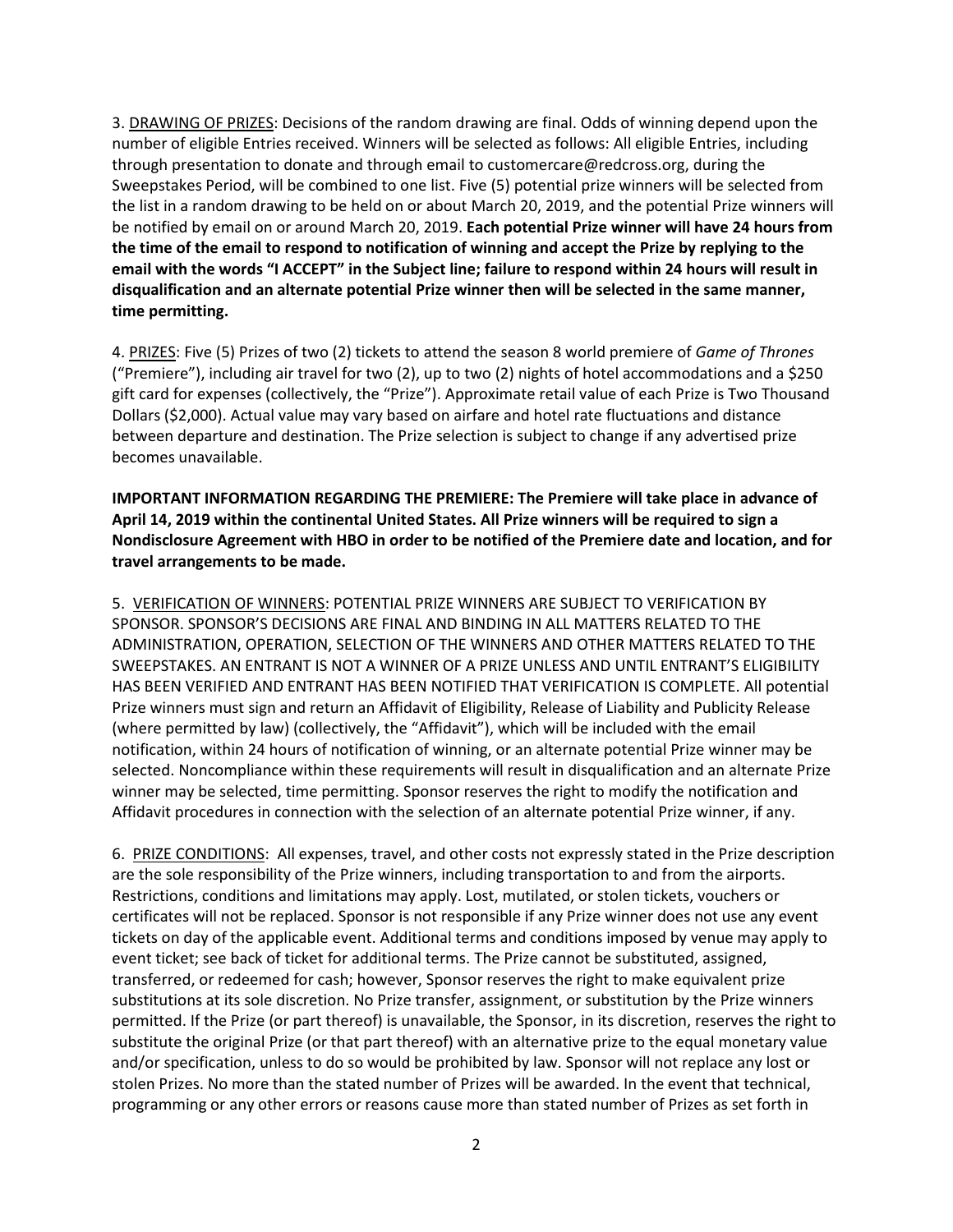3. DRAWING OF PRIZES: Decisions of the random drawing are final. Odds of winning depend upon the number of eligible Entries received. Winners will be selected as follows: All eligible Entries, including through presentation to donate and through email to customercare@redcross.org, during the Sweepstakes Period, will be combined to one list. Five (5) potential prize winners will be selected from the list in a random drawing to be held on or about March 20, 2019, and the potential Prize winners will be notified by email on or around March 20, 2019. **Each potential Prize winner will have 24 hours from the time of the email to respond to notification of winning and accept the Prize by replying to the email with the words "I ACCEPT" in the Subject line; failure to respond within 24 hours will result in disqualification and an alternate potential Prize winner then will be selected in the same manner, time permitting.**

4. PRIZES: Five (5) Prizes of two (2) tickets to attend the season 8 world premiere of *Game of Thrones* ("Premiere"), including air travel for two (2), up to two (2) nights of hotel accommodations and a $250 gift card for expenses (collectively, the "Prize"). Approximate retail value of each Prize is Two Thousand Dollars ($2,000). Actual value may vary based on airfare and hotel rate fluctuations and distance between departure and destination. The Prize selection is subject to change if any advertised prize becomes unavailable.

**IMPORTANT INFORMATION REGARDING THE PREMIERE: The Premiere will take place in advance of April 14, 2019 within the continental United States. All Prize winners will be required to sign a Nondisclosure Agreement with HBO in order to be notified of the Premiere date and location, and for travel arrangements to be made.**

5. VERIFICATION OF WINNERS: POTENTIAL PRIZE WINNERS ARE SUBJECT TO VERIFICATION BY SPONSOR. SPONSOR'S DECISIONS ARE FINAL AND BINDING IN ALL MATTERS RELATED TO THE ADMINISTRATION, OPERATION, SELECTION OF THE WINNERS AND OTHER MATTERS RELATED TO THE SWEEPSTAKES. AN ENTRANT IS NOT A WINNER OF A PRIZE UNLESS AND UNTIL ENTRANT'S ELIGIBILITY HAS BEEN VERIFIED AND ENTRANT HAS BEEN NOTIFIED THAT VERIFICATION IS COMPLETE. All potential Prize winners must sign and return an Affidavit of Eligibility, Release of Liability and Publicity Release (where permitted by law) (collectively, the "Affidavit"), which will be included with the email notification, within 24 hours of notification of winning, or an alternate potential Prize winner may be selected. Noncompliance within these requirements will result in disqualification and an alternate Prize winner may be selected, time permitting. Sponsor reserves the right to modify the notification and Affidavit procedures in connection with the selection of an alternate potential Prize winner, if any.

6. PRIZE CONDITIONS: All expenses, travel, and other costs not expressly stated in the Prize description are the sole responsibility of the Prize winners, including transportation to and from the airports. Restrictions, conditions and limitations may apply. Lost, mutilated, or stolen tickets, vouchers or certificates will not be replaced. Sponsor is not responsible if any Prize winner does not use any event tickets on day of the applicable event. Additional terms and conditions imposed by venue may apply to event ticket; see back of ticket for additional terms. The Prize cannot be substituted, assigned, transferred, or redeemed for cash; however, Sponsor reserves the right to make equivalent prize substitutions at its sole discretion. No Prize transfer, assignment, or substitution by the Prize winners permitted. If the Prize (or part thereof) is unavailable, the Sponsor, in its discretion, reserves the right to substitute the original Prize (or that part thereof) with an alternative prize to the equal monetary value and/or specification, unless to do so would be prohibited by law. Sponsor will not replace any lost or stolen Prizes. No more than the stated number of Prizes will be awarded. In the event that technical, programming or any other errors or reasons cause more than stated number of Prizes as set forth in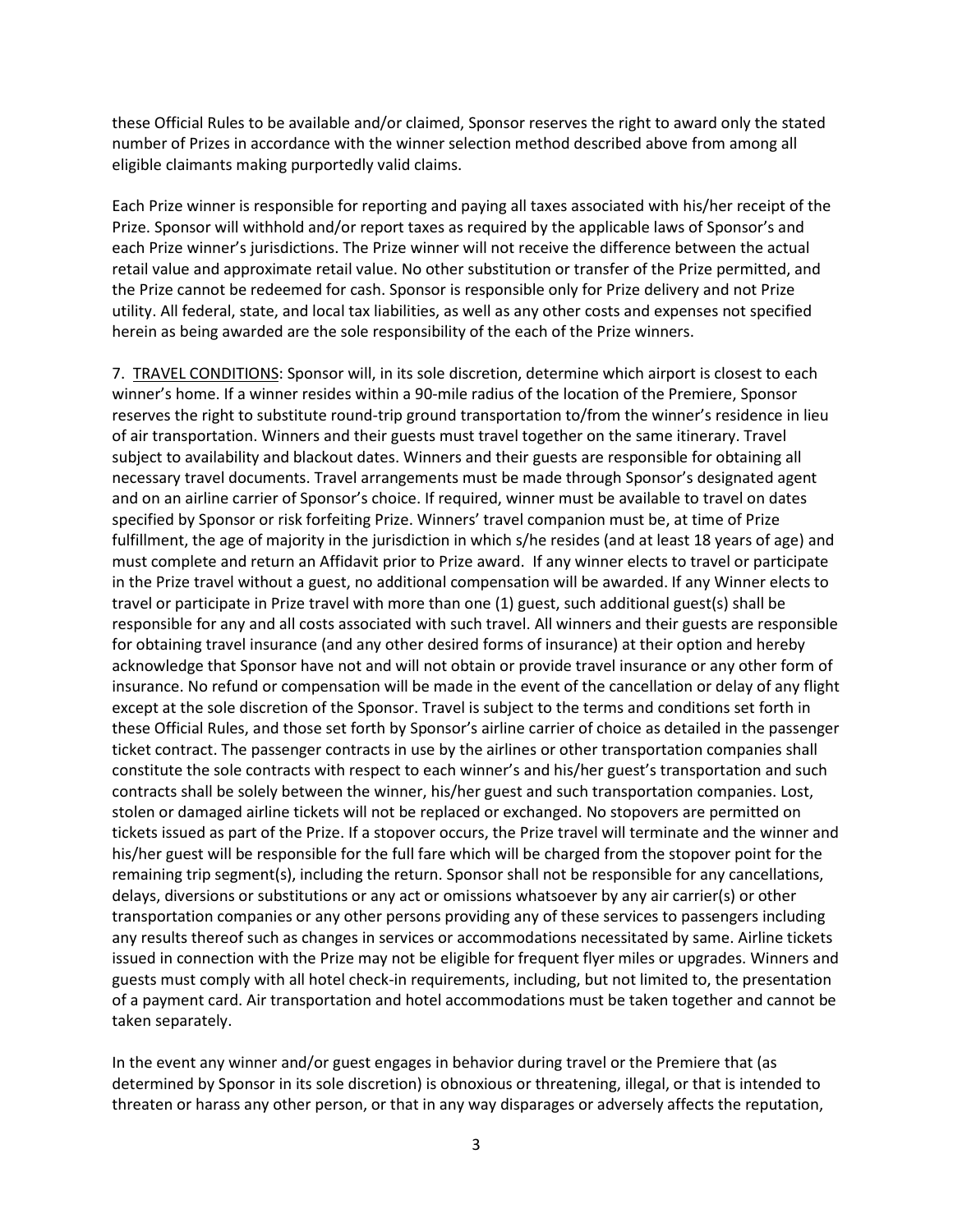these Official Rules to be available and/or claimed, Sponsor reserves the right to award only the stated number of Prizes in accordance with the winner selection method described above from among all eligible claimants making purportedly valid claims.

Each Prize winner is responsible for reporting and paying all taxes associated with his/her receipt of the Prize. Sponsor will withhold and/or report taxes as required by the applicable laws of Sponsor's and each Prize winner's jurisdictions. The Prize winner will not receive the difference between the actual retail value and approximate retail value. No other substitution or transfer of the Prize permitted, and the Prize cannot be redeemed for cash. Sponsor is responsible only for Prize delivery and not Prize utility. All federal, state, and local tax liabilities, as well as any other costs and expenses not specified herein as being awarded are the sole responsibility of the each of the Prize winners.

7. <u>TRAVEL CONDITIONS</u>: Sponsor will, in its sole discretion, determine which airport is closest to each winner's home. If a winner resides within a 90-mile radius of the location of the Premiere, Sponsor reserves the right to substitute round-trip ground transportation to/from the winner's residence in lieu of air transportation. Winners and their guests must travel together on the same itinerary. Travel subject to availability and blackout dates. Winners and their guests are responsible for obtaining all necessary travel documents. Travel arrangements must be made through Sponsor's designated agent and on an airline carrier of Sponsor's choice. If required, winner must be available to travel on dates specified by Sponsor or risk forfeiting Prize. Winners' travel companion must be, at time of Prize fulfillment, the age of majority in the jurisdiction in which s/he resides (and at least 18 years of age) and must complete and return an Affidavit prior to Prize award. If any winner elects to travel or participate in the Prize travel without a guest, no additional compensation will be awarded. If any Winner elects to travel or participate in Prize travel with more than one (1) guest, such additional guest(s) shall be responsible for any and all costs associated with such travel. All winners and their guests are responsible for obtaining travel insurance (and any other desired forms of insurance) at their option and hereby acknowledge that Sponsor have not and will not obtain or provide travel insurance or any other form of insurance. No refund or compensation will be made in the event of the cancellation or delay of any flight except at the sole discretion of the Sponsor. Travel is subject to the terms and conditions set forth in these Official Rules, and those set forth by Sponsor's airline carrier of choice as detailed in the passenger ticket contract. The passenger contracts in use by the airlines or other transportation companies shall constitute the sole contracts with respect to each winner's and his/her guest's transportation and such contracts shall be solely between the winner, his/her guest and such transportation companies. Lost, stolen or damaged airline tickets will not be replaced or exchanged. No stopovers are permitted on tickets issued as part of the Prize. If a stopover occurs, the Prize travel will terminate and the winner and his/her guest will be responsible for the full fare which will be charged from the stopover point for the remaining trip segment(s), including the return. Sponsor shall not be responsible for any cancellations, delays, diversions or substitutions or any act or omissions whatsoever by any air carrier(s) or other transportation companies or any other persons providing any of these services to passengers including any results thereof such as changes in services or accommodations necessitated by same. Airline tickets issued in connection with the Prize may not be eligible for frequent flyer miles or upgrades. Winners and guests must comply with all hotel check-in requirements, including, but not limited to, the presentation of a payment card. Air transportation and hotel accommodations must be taken together and cannot be taken separately.

In the event any winner and/or guest engages in behavior during travel or the Premiere that (as determined by Sponsor in its sole discretion) is obnoxious or threatening, illegal, or that is intended to threaten or harass any other person, or that in any way disparages or adversely affects the reputation,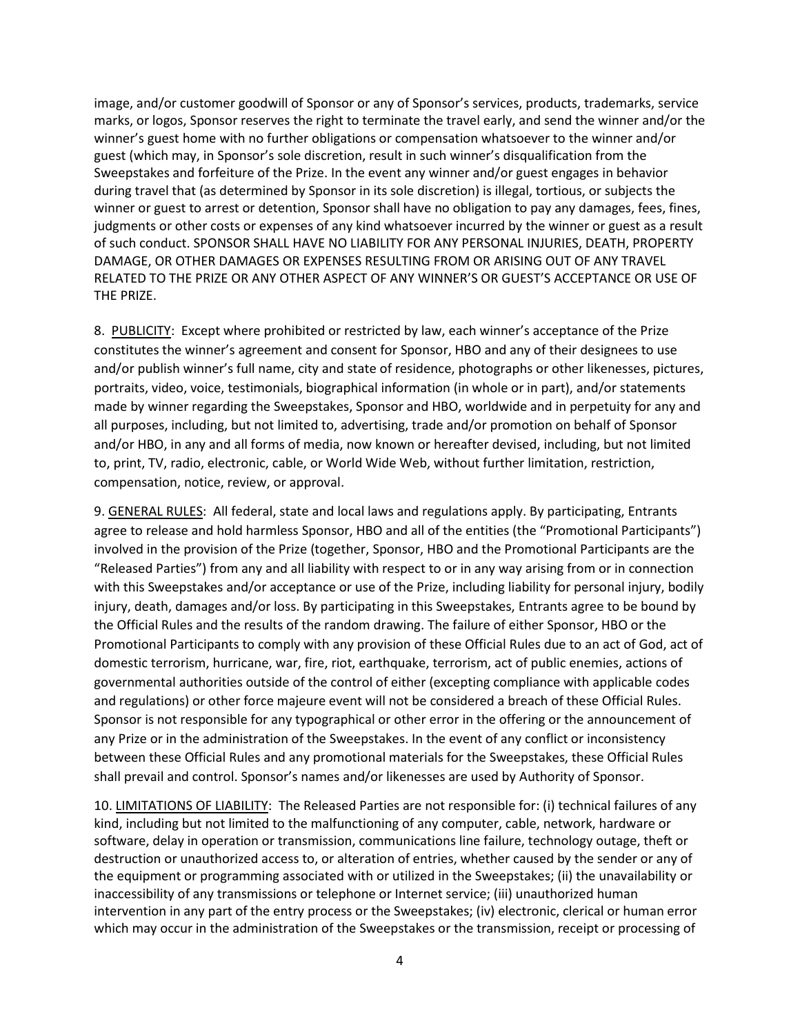image, and/or customer goodwill of Sponsor or any of Sponsor's services, products, trademarks, service marks, or logos, Sponsor reserves the right to terminate the travel early, and send the winner and/or the winner's guest home with no further obligations or compensation whatsoever to the winner and/or guest (which may, in Sponsor's sole discretion, result in such winner's disqualification from the Sweepstakes and forfeiture of the Prize. In the event any winner and/or guest engages in behavior during travel that (as determined by Sponsor in its sole discretion) is illegal, tortious, or subjects the winner or guest to arrest or detention, Sponsor shall have no obligation to pay any damages, fees, fines, judgments or other costs or expenses of any kind whatsoever incurred by the winner or guest as a result of such conduct. SPONSOR SHALL HAVE NO LIABILITY FOR ANY PERSONAL INJURIES, DEATH, PROPERTY DAMAGE, OR OTHER DAMAGES OR EXPENSES RESULTING FROM OR ARISING OUT OF ANY TRAVEL RELATED TO THE PRIZE OR ANY OTHER ASPECT OF ANY WINNER'S OR GUEST'S ACCEPTANCE OR USE OF THE PRIZE.

8. PUBLICITY: Except where prohibited or restricted by law, each winner's acceptance of the Prize constitutes the winner's agreement and consent for Sponsor, HBO and any of their designees to use and/or publish winner's full name, city and state of residence, photographs or other likenesses, pictures, portraits, video, voice, testimonials, biographical information (in whole or in part), and/or statements made by winner regarding the Sweepstakes, Sponsor and HBO, worldwide and in perpetuity for any and all purposes, including, but not limited to, advertising, trade and/or promotion on behalf of Sponsor and/or HBO, in any and all forms of media, now known or hereafter devised, including, but not limited to, print, TV, radio, electronic, cable, or World Wide Web, without further limitation, restriction, compensation, notice, review, or approval.

9. GENERAL RULES: All federal, state and local laws and regulations apply. By participating, Entrants agree to release and hold harmless Sponsor, HBO and all of the entities (the "Promotional Participants") involved in the provision of the Prize (together, Sponsor, HBO and the Promotional Participants are the "Released Parties") from any and all liability with respect to or in any way arising from or in connection with this Sweepstakes and/or acceptance or use of the Prize, including liability for personal injury, bodily injury, death, damages and/or loss. By participating in this Sweepstakes, Entrants agree to be bound by the Official Rules and the results of the random drawing. The failure of either Sponsor, HBO or the Promotional Participants to comply with any provision of these Official Rules due to an act of God, act of domestic terrorism, hurricane, war, fire, riot, earthquake, terrorism, act of public enemies, actions of governmental authorities outside of the control of either (excepting compliance with applicable codes and regulations) or other force majeure event will not be considered a breach of these Official Rules. Sponsor is not responsible for any typographical or other error in the offering or the announcement of any Prize or in the administration of the Sweepstakes. In the event of any conflict or inconsistency between these Official Rules and any promotional materials for the Sweepstakes, these Official Rules shall prevail and control. Sponsor's names and/or likenesses are used by Authority of Sponsor.

10. LIMITATIONS OF LIABILITY: The Released Parties are not responsible for: (i) technical failures of any kind, including but not limited to the malfunctioning of any computer, cable, network, hardware or software, delay in operation or transmission, communications line failure, technology outage, theft or destruction or unauthorized access to, or alteration of entries, whether caused by the sender or any of the equipment or programming associated with or utilized in the Sweepstakes; (ii) the unavailability or inaccessibility of any transmissions or telephone or Internet service; (iii) unauthorized human intervention in any part of the entry process or the Sweepstakes; (iv) electronic, clerical or human error which may occur in the administration of the Sweepstakes or the transmission, receipt or processing of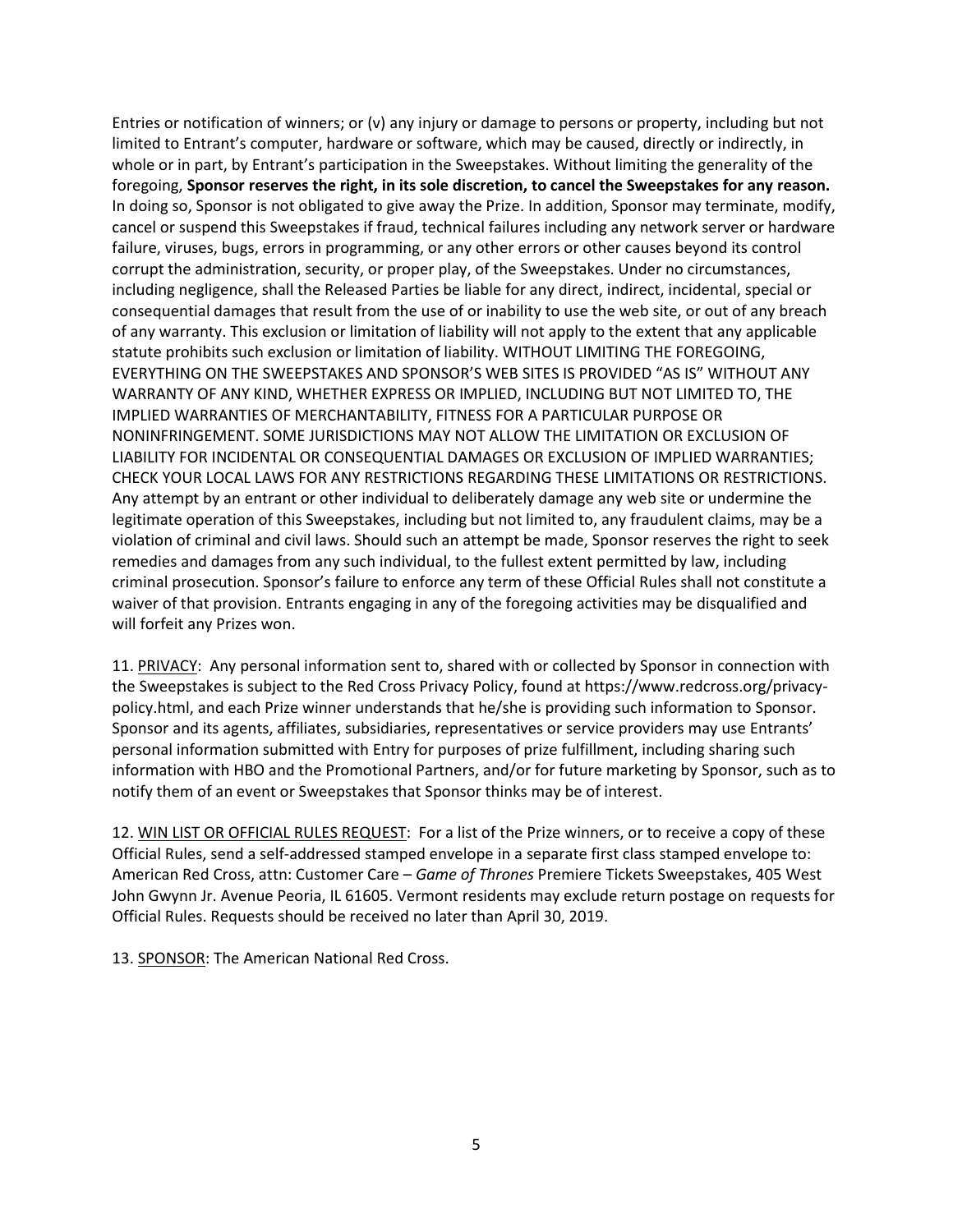Entries or notification of winners; or (v) any injury or damage to persons or property, including but not limited to Entrant's computer, hardware or software, which may be caused, directly or indirectly, in whole or in part, by Entrant's participation in the Sweepstakes. Without limiting the generality of the foregoing, **Sponsor reserves the right, in its sole discretion, to cancel the Sweepstakes for any reason.** In doing so, Sponsor is not obligated to give away the Prize. In addition, Sponsor may terminate, modify, cancel or suspend this Sweepstakes if fraud, technical failures including any network server or hardware failure, viruses, bugs, errors in programming, or any other errors or other causes beyond its control corrupt the administration, security, or proper play, of the Sweepstakes. Under no circumstances, including negligence, shall the Released Parties be liable for any direct, indirect, incidental, special or consequential damages that result from the use of or inability to use the web site, or out of any breach of any warranty. This exclusion or limitation of liability will not apply to the extent that any applicable statute prohibits such exclusion or limitation of liability. WITHOUT LIMITING THE FOREGOING, EVERYTHING ON THE SWEEPSTAKES AND SPONSOR'S WEB SITES IS PROVIDED "AS IS" WITHOUT ANY WARRANTY OF ANY KIND, WHETHER EXPRESS OR IMPLIED, INCLUDING BUT NOT LIMITED TO, THE IMPLIED WARRANTIES OF MERCHANTABILITY, FITNESS FOR A PARTICULAR PURPOSE OR NONINFRINGEMENT. SOME JURISDICTIONS MAY NOT ALLOW THE LIMITATION OR EXCLUSION OF LIABILITY FOR INCIDENTAL OR CONSEQUENTIAL DAMAGES OR EXCLUSION OF IMPLIED WARRANTIES; CHECK YOUR LOCAL LAWS FOR ANY RESTRICTIONS REGARDING THESE LIMITATIONS OR RESTRICTIONS. Any attempt by an entrant or other individual to deliberately damage any web site or undermine the legitimate operation of this Sweepstakes, including but not limited to, any fraudulent claims, may be a violation of criminal and civil laws. Should such an attempt be made, Sponsor reserves the right to seek remedies and damages from any such individual, to the fullest extent permitted by law, including criminal prosecution. Sponsor's failure to enforce any term of these Official Rules shall not constitute a waiver of that provision. Entrants engaging in any of the foregoing activities may be disqualified and will forfeit any Prizes won.

11. PRIVACY: Any personal information sent to, shared with or collected by Sponsor in connection with the Sweepstakes is subject to the Red Cross Privacy Policy, found at https://www.redcross.org/privacy-policy.html, and each Prize winner understands that he/she is providing such information to Sponsor. Sponsor and its agents, affiliates, subsidiaries, representatives or service providers may use Entrants' personal information submitted with Entry for purposes of prize fulfillment, including sharing such information with HBO and the Promotional Partners, and/or for future marketing by Sponsor, such as to notify them of an event or Sweepstakes that Sponsor thinks may be of interest.

12. WIN LIST OR OFFICIAL RULES REQUEST: For a list of the Prize winners, or to receive a copy of these Official Rules, send a self-addressed stamped envelope in a separate first class stamped envelope to: American Red Cross, attn: Customer Care – *Game of Thrones* Premiere Tickets Sweepstakes, 405 West John Gwynn Jr. Avenue Peoria, IL 61605. Vermont residents may exclude return postage on requests for Official Rules. Requests should be received no later than April 30, 2019.

13. SPONSOR: The American National Red Cross.